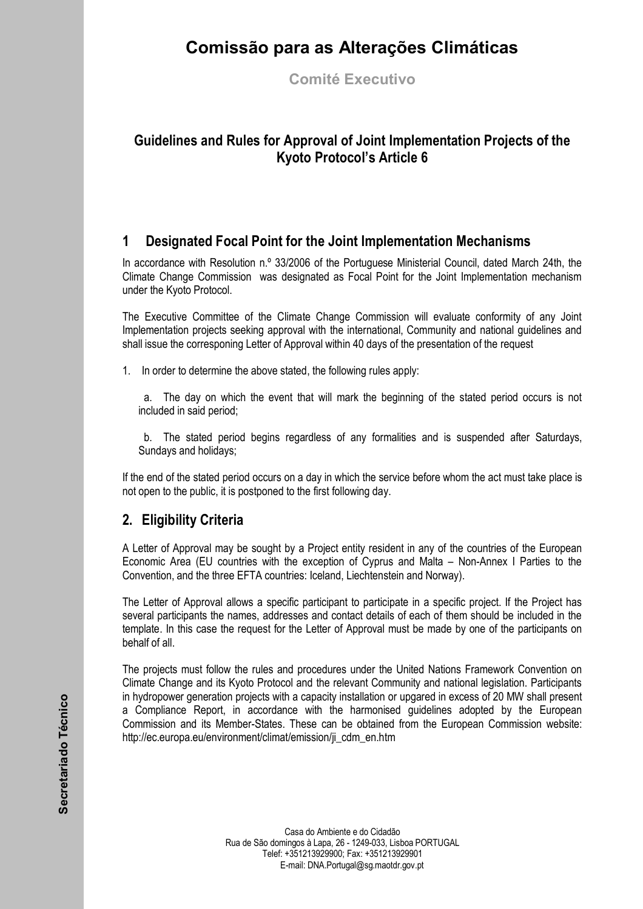# Comissão para as Alterações Climáticas

**Comité Executivo**

## Guidelines and Rules for Approval of Joint Implementation Projects of the Kyoto Protocol's Article 6

## 1 Designated Focal Point for the Joint Implementation Mechanisms

In accordance with Resolution n.º 33/2006 of the Portuguese Ministerial Council, dated March 24th, the Climate Change Commission was designated as Focal Point for the Joint Implementation mechanism under the Kyoto Protocol.

The Executive Committee of the Climate Change Commission will evaluate conformity of any Joint Implementation projects seeking approval with the international, Community and national guidelines and shall issue the corresponing Letter of Approval within 40 days of the presentation of the request

1. In order to determine the above stated, the following rules apply:

   a. The day on which the event that will mark the beginning of the stated period occurs is not included in said period;

   b. The stated period begins regardless of any formalities and is suspended after Saturdays, Sundays and holidays;

If the end of the stated period occurs on a day in which the service before whom the act must take place is not open to the public, it is postponed to the first following day.

## 2. Eligibility Criteria

A Letter of Approval may be sought by a Project entity resident in any of the countries of the European Economic Area (EU countries with the exception of Cyprus and Malta – Non-Annex I Parties to the Convention, and the three EFTA countries: Iceland, Liechtenstein and Norway).

The Letter of Approval allows a specific participant to participate in a specific project. If the Project has several participants the names, addresses and contact details of each of them should be included in the template. In this case the request for the Letter of Approval must be made by one of the participants on behalf of all.

The projects must follow the rules and procedures under the United Nations Framework Convention on Climate Change and its Kyoto Protocol and the relevant Community and national legislation. Participants in hydropower generation projects with a capacity installation or upgared in excess of 20 MW shall present a Compliance Report, in accordance with the harmonised guidelines adopted by the European Commission and its Member-States. These can be obtained from the European Commission website: http://ec.europa.eu/environment/climat/emission/ji_cdm_en.htm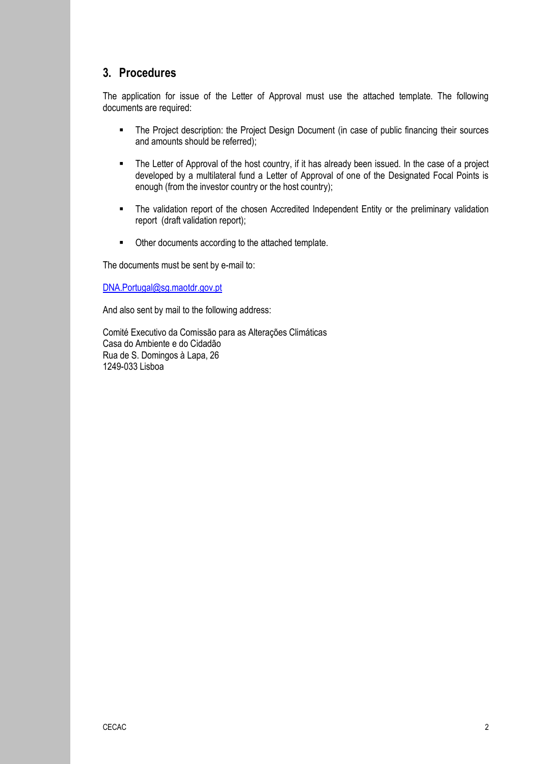## 3. Procedures

The application for issue of the Letter of Approval must use the attached template. The following documents are required:

- The Project description: the Project Design Document (in case of public financing their sources and amounts should be referred);
- The Letter of Approval of the host country, if it has already been issued. In the case of a project developed by a multilateral fund a Letter of Approval of one of the Designated Focal Points is enough (from the investor country or the host country);
- The validation report of the chosen Accredited Independent Entity or the preliminary validation report (draft validation report);
- Other documents according to the attached template.

The documents must be sent by e-mail to:

DNA.Portugal@sg.maotdr.gov.pt

And also sent by mail to the following address:

Comité Executivo da Comissão para as Alterações Climáticas
Casa do Ambiente e do Cidadão
Rua de S. Domingos à Lapa, 26
1249-033 Lisboa